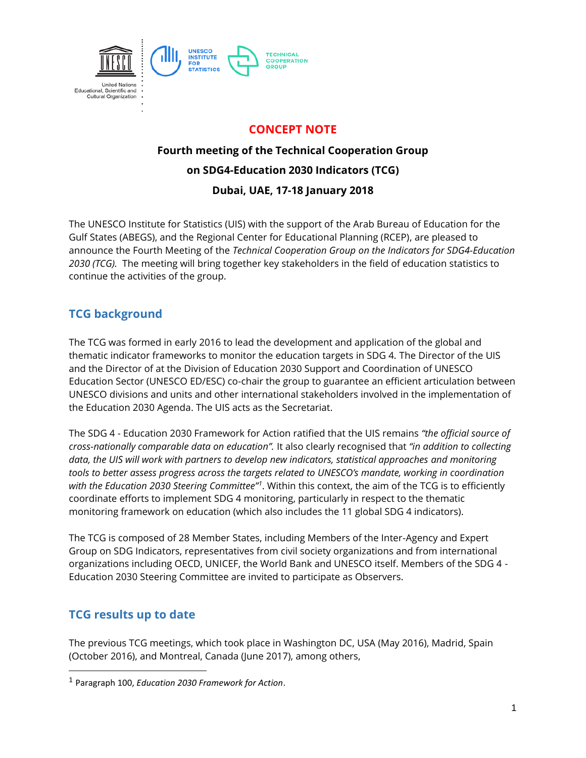# CONCEPT NOTE

## Fourth meeting of the Technical Cooperation Group on SDG4-Education 2030 Indicators (TCG)

## Dubai, UAE, 17-18 January 2018

The UNESCO Institute for Statistics (UIS) with the support of the Arab Bureau of Education for the Gulf States (ABEGS), and the Regional Center for Educational Planning (RCEP), are pleased to announce the Fourth Meeting of the *Technical Cooperation Group on the Indicators for SDG4-Education 2030 (TCG).* The meeting will bring together key stakeholders in the field of education statistics to continue the activities of the group.

## TCG background

The TCG was formed in early 2016 to lead the development and application of the global and thematic indicator frameworks to monitor the education targets in SDG 4. The Director of the UIS and the Director of at the Division of Education 2030 Support and Coordination of UNESCO Education Sector (UNESCO ED/ESC) co-chair the group to guarantee an efficient articulation between UNESCO divisions and units and other international stakeholders involved in the implementation of the Education 2030 Agenda. The UIS acts as the Secretariat.

The SDG 4 - Education 2030 Framework for Action ratified that the UIS remains *"the official source of cross-nationally comparable data on education".* It also clearly recognised that *"in addition to collecting data, the UIS will work with partners to develop new indicators, statistical approaches and monitoring tools to better assess progress across the targets related to UNESCO's mandate, working in coordination with the Education 2030 Steering Committee"*[1]. Within this context, the aim of the TCG is to efficiently coordinate efforts to implement SDG 4 monitoring, particularly in respect to the thematic monitoring framework on education (which also includes the 11 global SDG 4 indicators).

The TCG is composed of 28 Member States, including Members of the Inter-Agency and Expert Group on SDG Indicators, representatives from civil society organizations and from international organizations including OECD, UNICEF, the World Bank and UNESCO itself. Members of the SDG 4 - Education 2030 Steering Committee are invited to participate as Observers.

## TCG results up to date

The previous TCG meetings, which took place in Washington DC, USA (May 2016), Madrid, Spain (October 2016), and Montreal, Canada (June 2017), among others,

---

[1] Paragraph 100, *Education 2030 Framework for Action*.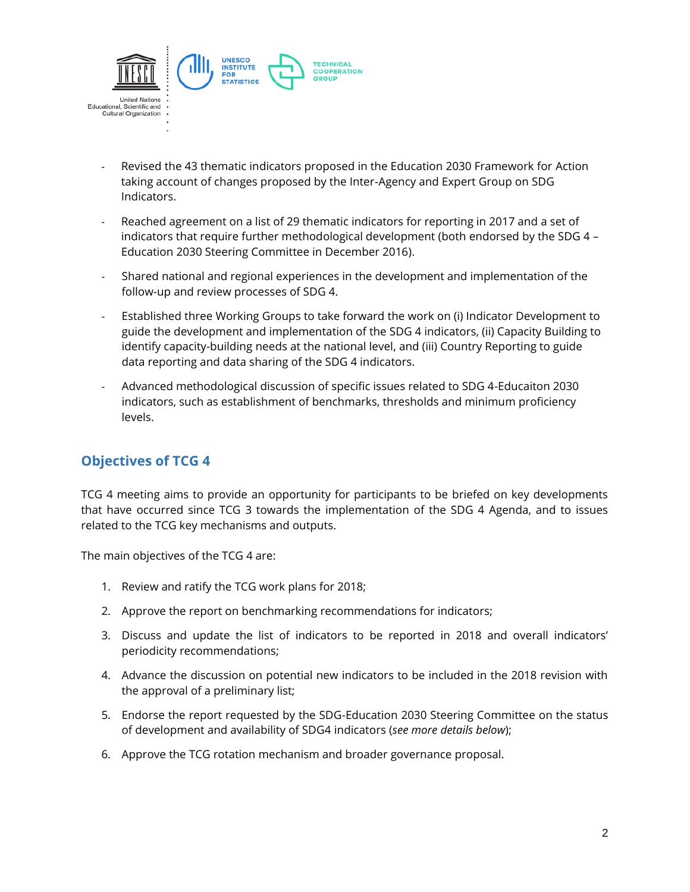- Revised the 43 thematic indicators proposed in the Education 2030 Framework for Action taking account of changes proposed by the Inter-Agency and Expert Group on SDG Indicators.
- Reached agreement on a list of 29 thematic indicators for reporting in 2017 and a set of indicators that require further methodological development (both endorsed by the SDG 4 – Education 2030 Steering Committee in December 2016).
- Shared national and regional experiences in the development and implementation of the follow-up and review processes of SDG 4.
- Established three Working Groups to take forward the work on (i) Indicator Development to guide the development and implementation of the SDG 4 indicators, (ii) Capacity Building to identify capacity-building needs at the national level, and (iii) Country Reporting to guide data reporting and data sharing of the SDG 4 indicators.
- Advanced methodological discussion of specific issues related to SDG 4-Educaiton 2030 indicators, such as establishment of benchmarks, thresholds and minimum proficiency levels.

## Objectives of TCG 4

TCG 4 meeting aims to provide an opportunity for participants to be briefed on key developments that have occurred since TCG 3 towards the implementation of the SDG 4 Agenda, and to issues related to the TCG key mechanisms and outputs.

The main objectives of the TCG 4 are:

1. Review and ratify the TCG work plans for 2018;
2. Approve the report on benchmarking recommendations for indicators;
3. Discuss and update the list of indicators to be reported in 2018 and overall indicators' periodicity recommendations;
4. Advance the discussion on potential new indicators to be included in the 2018 revision with the approval of a preliminary list;
5. Endorse the report requested by the SDG-Education 2030 Steering Committee on the status of development and availability of SDG4 indicators (*see more details below*);
6. Approve the TCG rotation mechanism and broader governance proposal.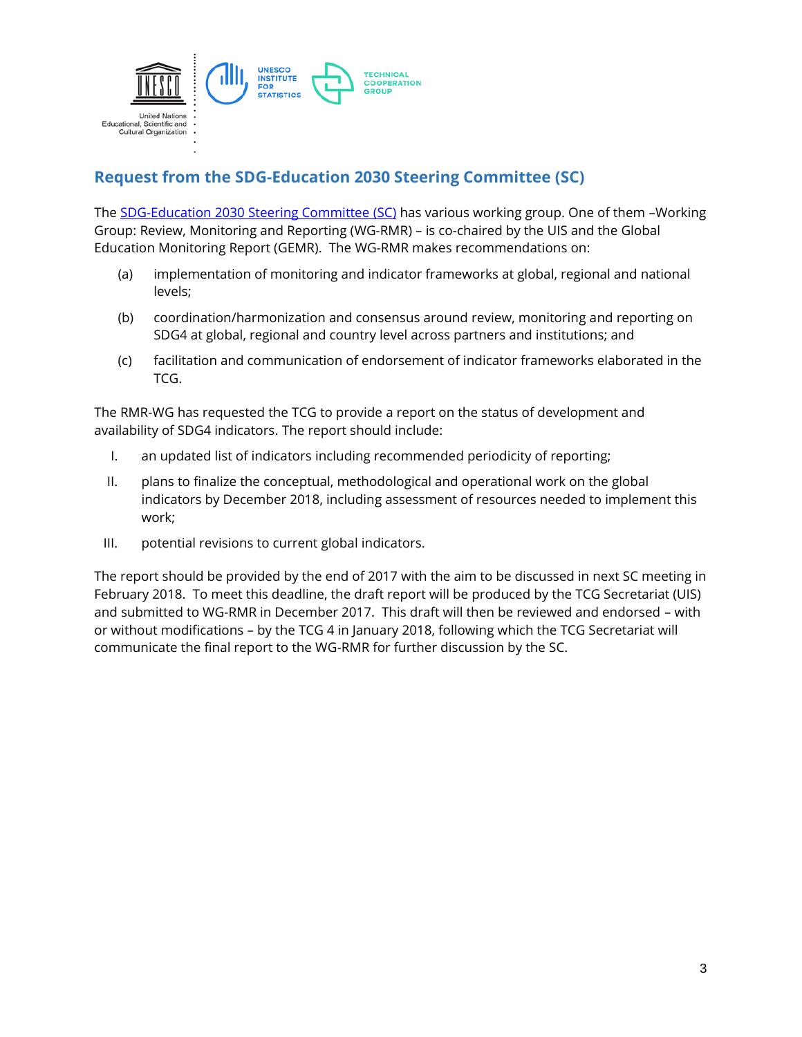## Request from the SDG-Education 2030 Steering Committee (SC)

The [SDG-Education 2030 Steering Committee (SC)]() has various working group. One of them –Working Group: Review, Monitoring and Reporting (WG-RMR) – is co-chaired by the UIS and the Global Education Monitoring Report (GEMR). The WG-RMR makes recommendations on:

(a) implementation of monitoring and indicator frameworks at global, regional and national levels;

(b) coordination/harmonization and consensus around review, monitoring and reporting on SDG4 at global, regional and country level across partners and institutions; and

(c) facilitation and communication of endorsement of indicator frameworks elaborated in the TCG.

The RMR-WG has requested the TCG to provide a report on the status of development and availability of SDG4 indicators. The report should include:

I. an updated list of indicators including recommended periodicity of reporting;

II. plans to finalize the conceptual, methodological and operational work on the global indicators by December 2018, including assessment of resources needed to implement this work;

III. potential revisions to current global indicators.

The report should be provided by the end of 2017 with the aim to be discussed in next SC meeting in February 2018. To meet this deadline, the draft report will be produced by the TCG Secretariat (UIS) and submitted to WG-RMR in December 2017. This draft will then be reviewed and endorsed – with or without modifications – by the TCG 4 in January 2018, following which the TCG Secretariat will communicate the final report to the WG-RMR for further discussion by the SC.